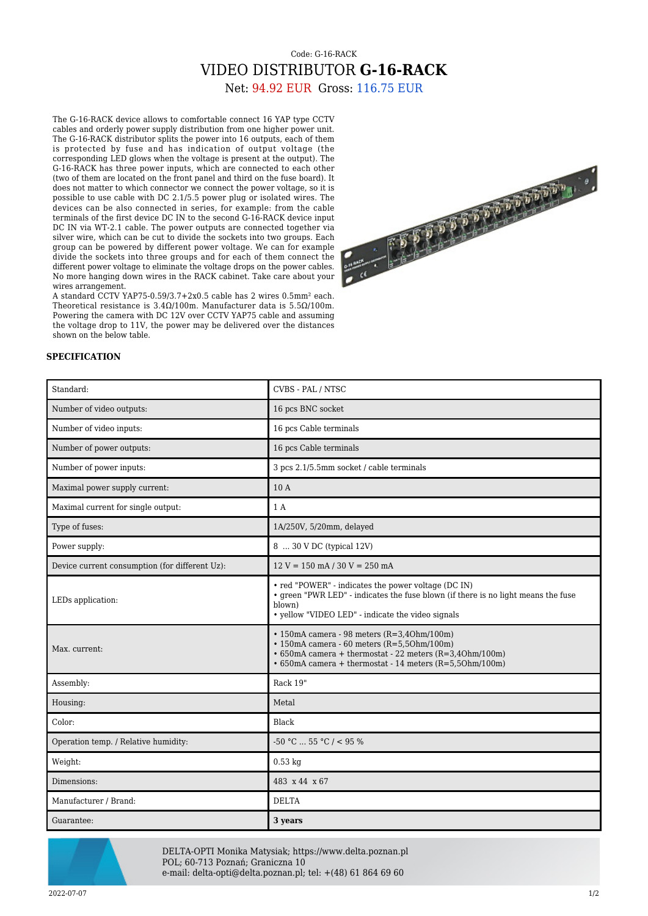Code: G-16-RACK

# VIDEO DISTRIBUTOR **G-16-RACK**

Net: 94.92 EUR Gross: 116.75 EUR

The G-16-RACK device allows to comfortable connect 16 YAP type CCTV cables and orderly power supply distribution from one higher power unit. The G-16-RACK distributor splits the power into 16 outputs, each of them is protected by fuse and has indication of output voltage (the corresponding LED glows when the voltage is present at the output). The G-16-RACK has three power inputs, which are connected to each other (two of them are located on the front panel and third on the fuse board). It does not matter to which connector we connect the power voltage, so it is possible to use cable with DC 2.1/5.5 power plug or isolated wires. The devices can be also connected in series, for example: from the cable terminals of the first device DC IN to the second G-16-RACK device input DC IN via WT-2.1 cable. The power outputs are connected together via silver wire, which can be cut to divide the sockets into two groups. Each group can be powered by different power voltage. We can for example divide the sockets into three groups and for each of them connect the different power voltage to eliminate the voltage drops on the power cables. No more hanging down wires in the RACK cabinet. Take care about your wires arrangement.

A standard CCTV YAP75-0.59/3.7+2x0.5 cable has 2 wires 0.5mm² each. Theoretical resistance is 3.4Ω/100m. Manufacturer data is 5.5Ω/100m. Powering the camera with DC 12V over CCTV YAP75 cable and assuming the voltage drop to 11V, the power may be delivered over the distances shown on the below table.

### SPECIFICATION

| | |
|---|---|
| Standard: | CVBS - PAL / NTSC |
| Number of video outputs: | 16 pcs BNC socket |
| Number of video inputs: | 16 pcs Cable terminals |
| Number of power outputs: | 16 pcs Cable terminals |
| Number of power inputs: | 3 pcs 2.1/5.5mm socket / cable terminals |
| Maximal power supply current: | 10 A |
| Maximal current for single output: | 1 A |
| Type of fuses: | 1A/250V, 5/20mm, delayed |
| Power supply: | 8 ... 30 V DC (typical 12V) |
| Device current consumption (for different Uz): | 12 V = 150 mA / 30 V = 250 mA |
| LEDs application: | • red "POWER" - indicates the power voltage (DC IN)<br>• green "PWR LED" - indicates the fuse blown (if there is no light means the fuse blown)<br>• yellow "VIDEO LED" - indicate the video signals |
| Max. current: | • 150mA camera - 98 meters (R=3,4Ohm/100m)<br>• 150mA camera - 60 meters (R=5,5Ohm/100m)<br>• 650mA camera + thermostat - 22 meters (R=3,4Ohm/100m)<br>• 650mA camera + thermostat - 14 meters (R=5,5Ohm/100m) |
| Assembly: | Rack 19" |
| Housing: | Metal |
| Color: | Black |
| Operation temp. / Relative humidity: | -50 °C ... 55 °C / < 95 % |
| Weight: | 0.53 kg |
| Dimensions: | 483 x 44 x 67 |
| Manufacturer / Brand: | DELTA |
| Guarantee: | **3 years** |

DELTA-OPTI Monika Matysiak; https://www.delta.poznan.pl
POL; 60-713 Poznań; Graniczna 10
e-mail: delta-opti@delta.poznan.pl; tel: +(48) 61 864 69 60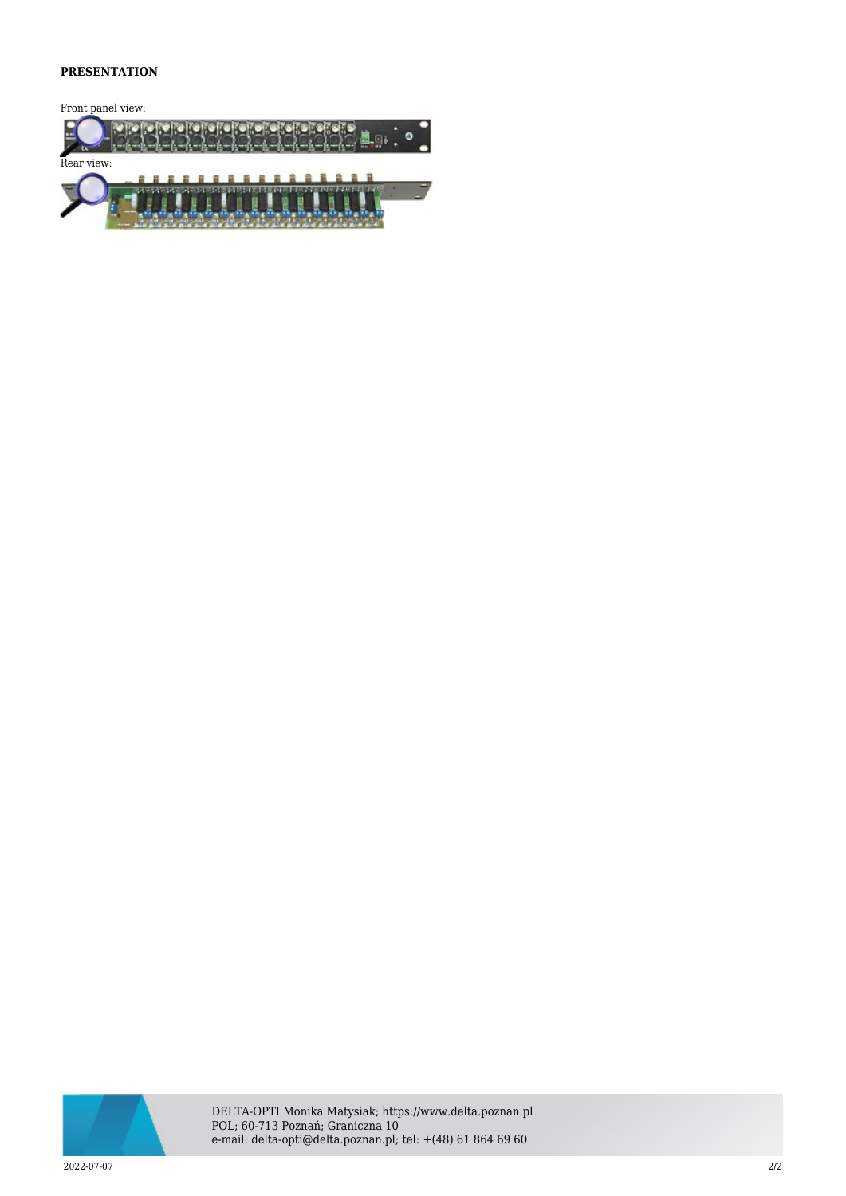**PRESENTATION**

Front panel view:

Rear view:

DELTA-OPTI Monika Matysiak; https://www.delta.poznan.pl
POL; 60-713 Poznań; Graniczna 10
e-mail: delta-opti@delta.poznan.pl; tel: +(48) 61 864 69 60

2022-07-07